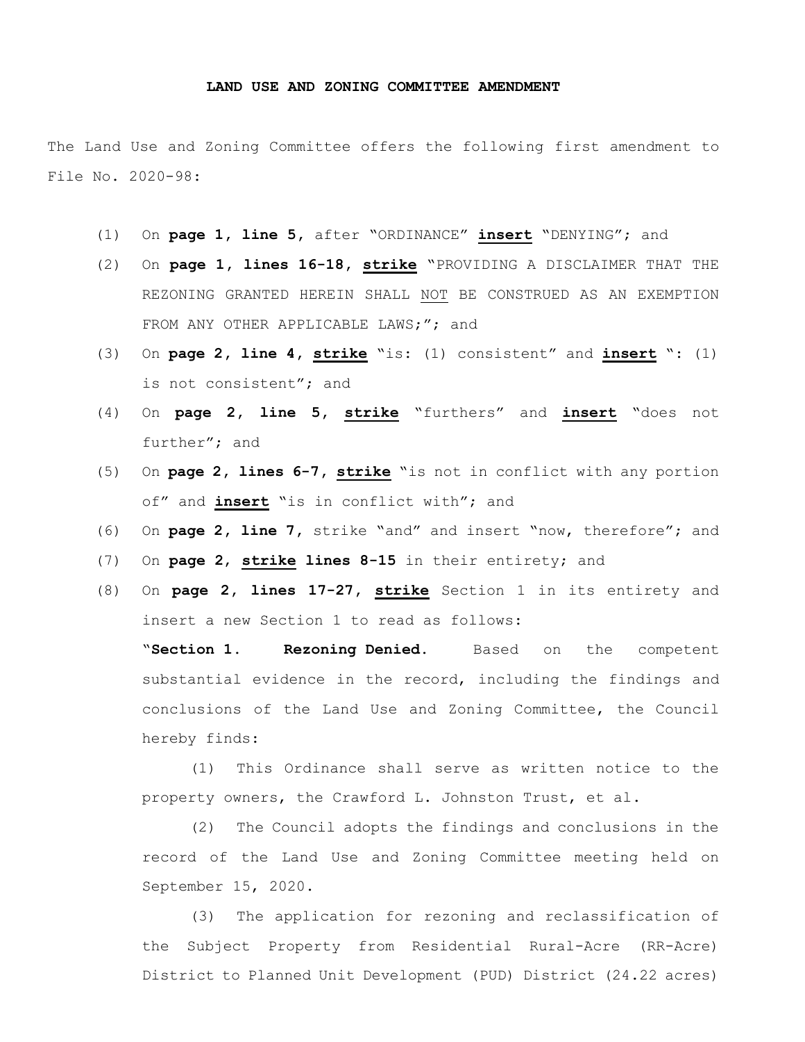# LAND USE AND ZONING COMMITTEE AMENDMENT

The Land Use and Zoning Committee offers the following first amendment to File No. 2020-98:

(1) On **page 1, line 5**, after "ORDINANCE" **insert** "DENYING"; and

(2) On **page 1, lines 16-18, strike** "PROVIDING A DISCLAIMER THAT THE REZONING GRANTED HEREIN SHALL NOT BE CONSTRUED AS AN EXEMPTION FROM ANY OTHER APPLICABLE LAWS;"; and

(3) On **page 2, line 4, strike** "is: (1) consistent" and **insert** ": (1) is not consistent"; and

(4) On **page 2, line 5, strike** "furthers" and **insert** "does not further"; and

(5) On **page 2, lines 6-7, strike** "is not in conflict with any portion of" and **insert** "is in conflict with"; and

(6) On **page 2, line 7**, strike "and" and insert "now, therefore"; and

(7) On **page 2, strike lines 8-15** in their entirety; and

(8) On **page 2, lines 17-27, strike** Section 1 in its entirety and insert a new Section 1 to read as follows:

"**Section 1. Rezoning Denied.** Based on the competent substantial evidence in the record, including the findings and conclusions of the Land Use and Zoning Committee, the Council hereby finds:

(1) This Ordinance shall serve as written notice to the property owners, the Crawford L. Johnston Trust, et al.

(2) The Council adopts the findings and conclusions in the record of the Land Use and Zoning Committee meeting held on September 15, 2020.

(3) The application for rezoning and reclassification of the Subject Property from Residential Rural-Acre (RR-Acre) District to Planned Unit Development (PUD) District (24.22 acres)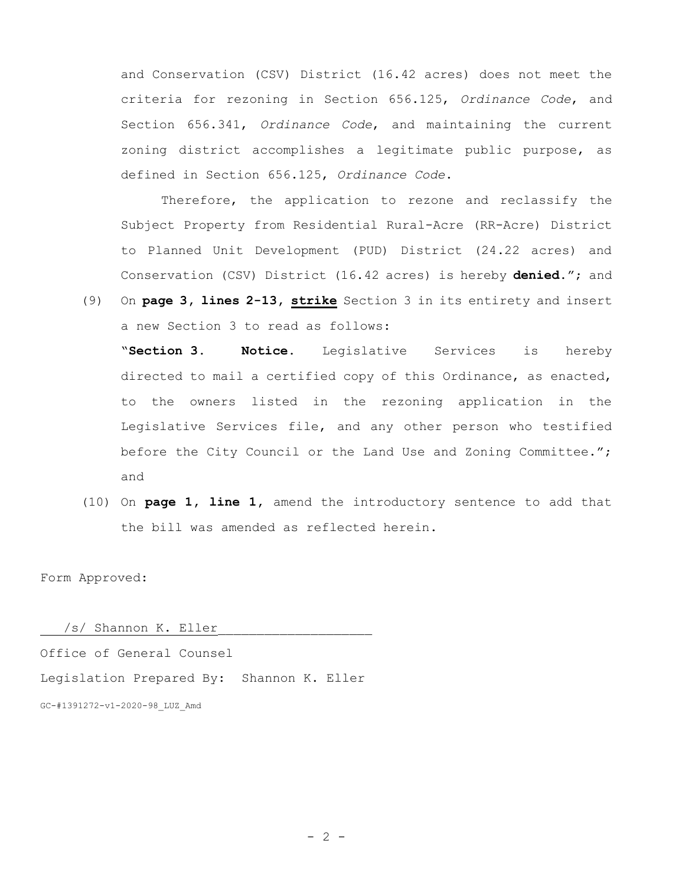and Conservation (CSV) District (16.42 acres) does not meet the criteria for rezoning in Section 656.125, *Ordinance Code*, and Section 656.341, *Ordinance Code*, and maintaining the current zoning district accomplishes a legitimate public purpose, as defined in Section 656.125, *Ordinance Code*.

Therefore, the application to rezone and reclassify the Subject Property from Residential Rural-Acre (RR-Acre) District to Planned Unit Development (PUD) District (24.22 acres) and Conservation (CSV) District (16.42 acres) is hereby **denied.**"; and

(9) On **page 3, lines 2-13, strike** Section 3 in its entirety and insert a new Section 3 to read as follows:

"**Section 3. Notice.** Legislative Services is hereby directed to mail a certified copy of this Ordinance, as enacted, to the owners listed in the rezoning application in the Legislative Services file, and any other person who testified before the City Council or the Land Use and Zoning Committee."; and

(10) On **page 1, line 1,** amend the introductory sentence to add that the bill was amended as reflected herein.

Form Approved:

/s/ Shannon K. Eller

Office of General Counsel

Legislation Prepared By: Shannon K. Eller

GC-#1391272-v1-2020-98_LUZ_Amd